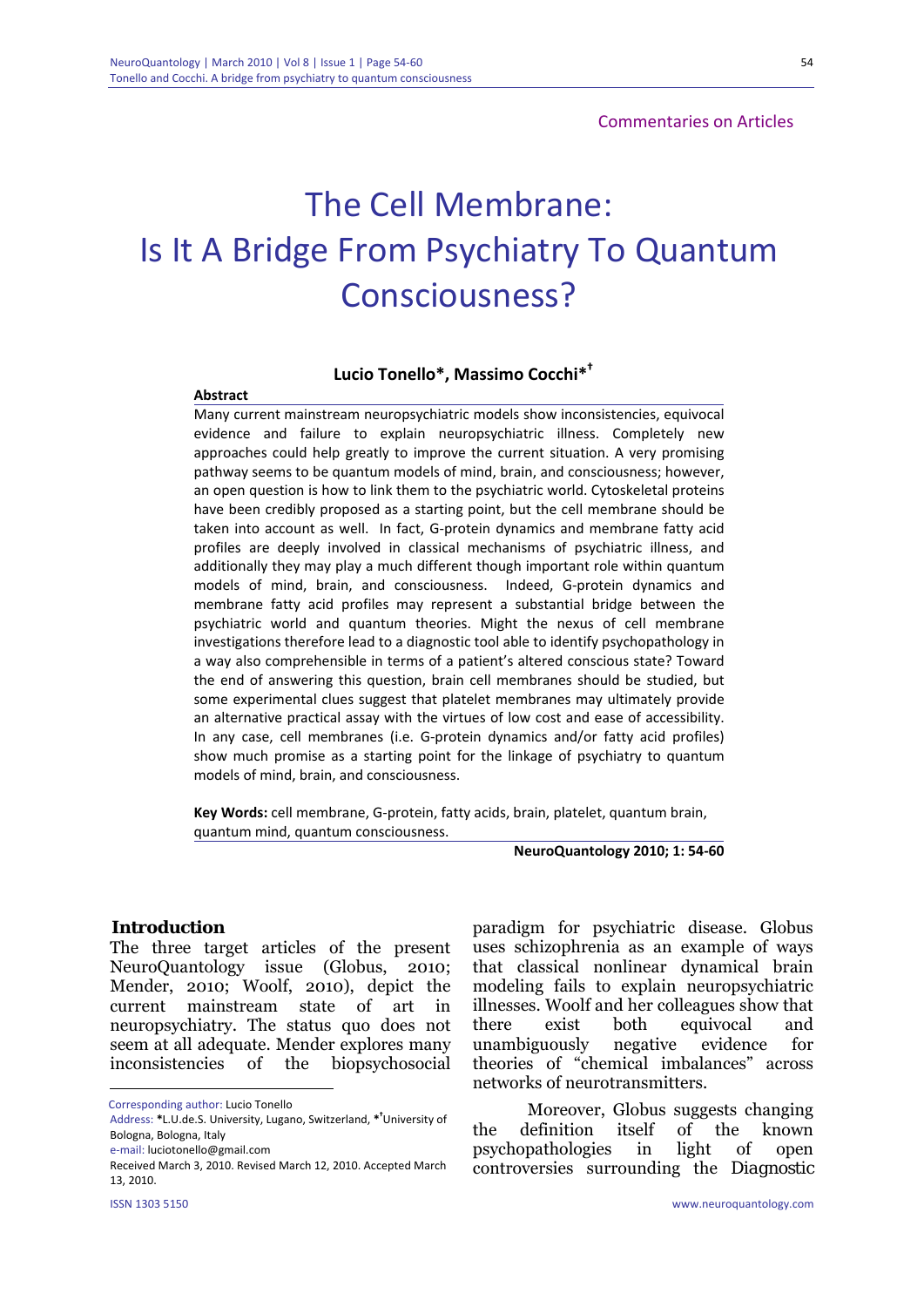Commentaries on Articles

# The Cell Membrane: Is It A Bridge From Psychiatry To Quantum Consciousness?

**Lucio Tonello*, Massimo Cocchi*†**

**Abstract**

Many current mainstream neuropsychiatric models show inconsistencies, equivocal evidence and failure to explain neuropsychiatric illness. Completely new approaches could help greatly to improve the current situation. A very promising pathway seems to be quantum models of mind, brain, and consciousness; however, an open question is how to link them to the psychiatric world. Cytoskeletal proteins have been credibly proposed as a starting point, but the cell membrane should be taken into account as well. In fact, G-protein dynamics and membrane fatty acid profiles are deeply involved in classical mechanisms of psychiatric illness, and additionally they may play a much different though important role within quantum models of mind, brain, and consciousness. Indeed, G-protein dynamics and membrane fatty acid profiles may represent a substantial bridge between the psychiatric world and quantum theories. Might the nexus of cell membrane investigations therefore lead to a diagnostic tool able to identify psychopathology in a way also comprehensible in terms of a patient's altered conscious state? Toward the end of answering this question, brain cell membranes should be studied, but some experimental clues suggest that platelet membranes may ultimately provide an alternative practical assay with the virtues of low cost and ease of accessibility. In any case, cell membranes (i.e. G-protein dynamics and/or fatty acid profiles) show much promise as a starting point for the linkage of psychiatry to quantum models of mind, brain, and consciousness.

**Key Words:** cell membrane, G-protein, fatty acids, brain, platelet, quantum brain, quantum mind, quantum consciousness.

**NeuroQuantology 2010; 1: 54-60**

## Introduction

The three target articles of the present NeuroQuantology issue (Globus, 2010; Mender, 2010; Woolf, 2010), depict the current mainstream state of art in neuropsychiatry. The status quo does not seem at all adequate. Mender explores many inconsistencies of the biopsychosocial paradigm for psychiatric disease. Globus uses schizophrenia as an example of ways that classical nonlinear dynamical brain modeling fails to explain neuropsychiatric illnesses. Woolf and her colleagues show that there exist both equivocal and unambiguously negative evidence for theories of "chemical imbalances" across networks of neurotransmitters.

Moreover, Globus suggests changing the definition itself of the known psychopathologies in light of open controversies surrounding the Diagnostic

---

Corresponding author: Lucio Tonello

Address: *L.U.de.S. University, Lugano, Switzerland, *†University of Bologna, Bologna, Italy

e-mail: luciotonello@gmail.com

Received March 3, 2010. Revised March 12, 2010. Accepted March 13, 2010.

ISSN 1303 5150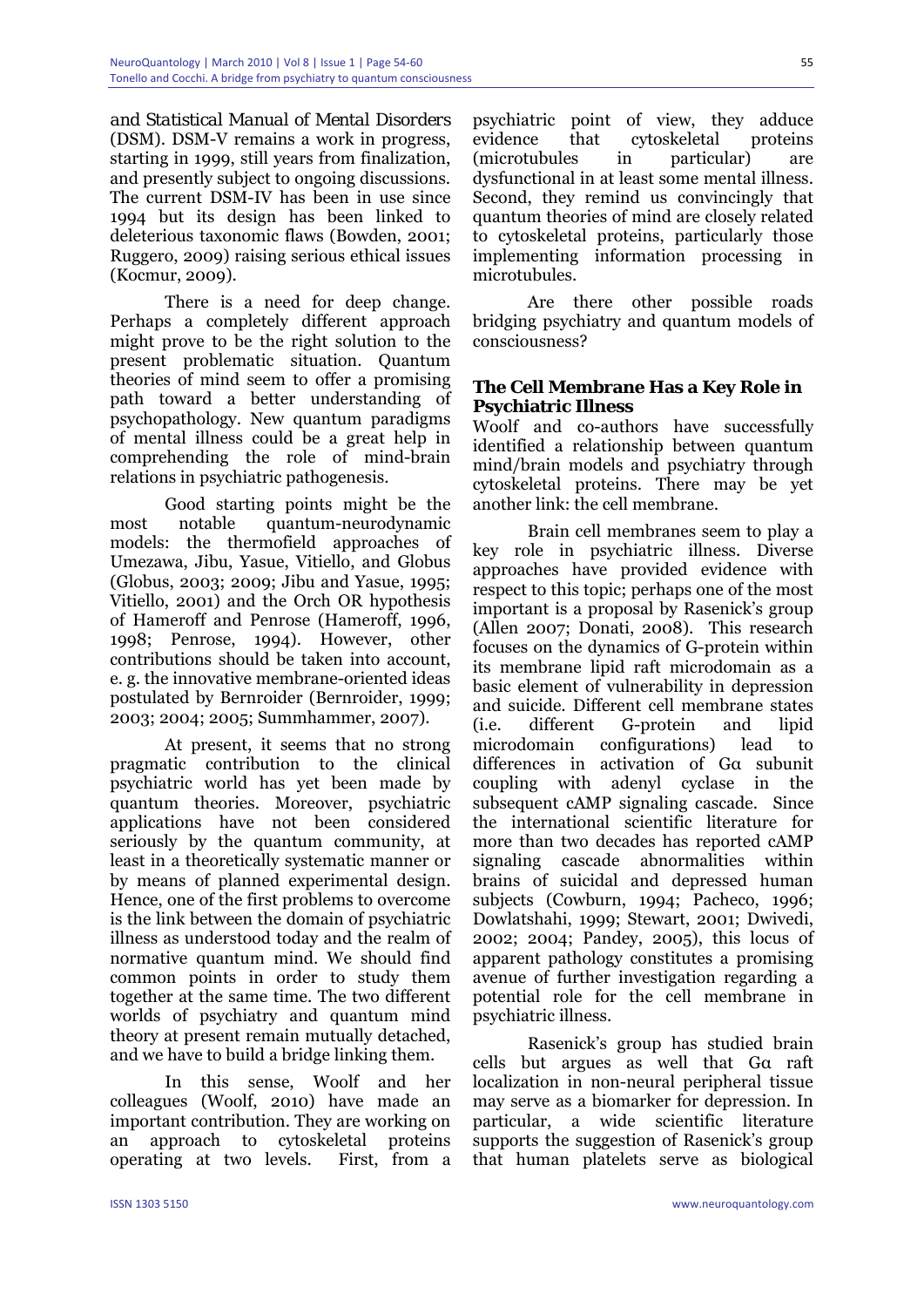*and Statistical Manual of Mental Disorders* (DSM). DSM-V remains a work in progress, starting in 1999, still years from finalization, and presently subject to ongoing discussions. The current DSM-IV has been in use since 1994 but its design has been linked to deleterious taxonomic flaws (Bowden, 2001; Ruggero, 2009) raising serious ethical issues (Kocmur, 2009).

There is a need for deep change. Perhaps a completely different approach might prove to be the right solution to the present problematic situation. Quantum theories of mind seem to offer a promising path toward a better understanding of psychopathology. New quantum paradigms of mental illness could be a great help in comprehending the role of mind-brain relations in psychiatric pathogenesis.

Good starting points might be the most notable quantum-neurodynamic models: the thermofield approaches of Umezawa, Jibu, Yasue, Vitiello, and Globus (Globus, 2003; 2009; Jibu and Yasue, 1995; Vitiello, 2001) and the Orch OR hypothesis of Hameroff and Penrose (Hameroff, 1996, 1998; Penrose, 1994). However, other contributions should be taken into account, e. g. the innovative membrane-oriented ideas postulated by Bernroider (Bernroider, 1999; 2003; 2004; 2005; Summhammer, 2007).

At present, it seems that no strong pragmatic contribution to the clinical psychiatric world has yet been made by quantum theories. Moreover, psychiatric applications have not been considered seriously by the quantum community, at least in a theoretically systematic manner or by means of planned experimental design. Hence, one of the first problems to overcome is the link between the domain of psychiatric illness as understood today and the realm of normative quantum mind. We should find common points in order to study them together at the same time. The two different worlds of psychiatry and quantum mind theory at present remain mutually detached, and we have to build a bridge linking them.

In this sense, Woolf and her colleagues (Woolf, 2010) have made an important contribution. They are working on an approach to cytoskeletal proteins operating at two levels. First, from a psychiatric point of view, they adduce evidence that cytoskeletal proteins (microtubules in particular) are dysfunctional in at least some mental illness. Second, they remind us convincingly that quantum theories of mind are closely related to cytoskeletal proteins, particularly those implementing information processing in microtubules.

Are there other possible roads bridging psychiatry and quantum models of consciousness?

## The Cell Membrane Has a Key Role in Psychiatric Illness

Woolf and co-authors have successfully identified a relationship between quantum mind/brain models and psychiatry through cytoskeletal proteins. There may be yet another link: the cell membrane.

Brain cell membranes seem to play a key role in psychiatric illness. Diverse approaches have provided evidence with respect to this topic; perhaps one of the most important is a proposal by Rasenick's group (Allen 2007; Donati, 2008). This research focuses on the dynamics of G-protein within its membrane lipid raft microdomain as a basic element of vulnerability in depression and suicide. Different cell membrane states (i.e. different G-protein and lipid microdomain configurations) lead to differences in activation of Gα subunit coupling with adenyl cyclase in the subsequent cAMP signaling cascade. Since the international scientific literature for more than two decades has reported cAMP signaling cascade abnormalities within brains of suicidal and depressed human subjects (Cowburn, 1994; Pacheco, 1996; Dowlatshahi, 1999; Stewart, 2001; Dwivedi, 2002; 2004; Pandey, 2005), this locus of apparent pathology constitutes a promising avenue of further investigation regarding a potential role for the cell membrane in psychiatric illness.

Rasenick's group has studied brain cells but argues as well that Gα raft localization in non-neural peripheral tissue may serve as a biomarker for depression. In particular, a wide scientific literature supports the suggestion of Rasenick's group that human platelets serve as biological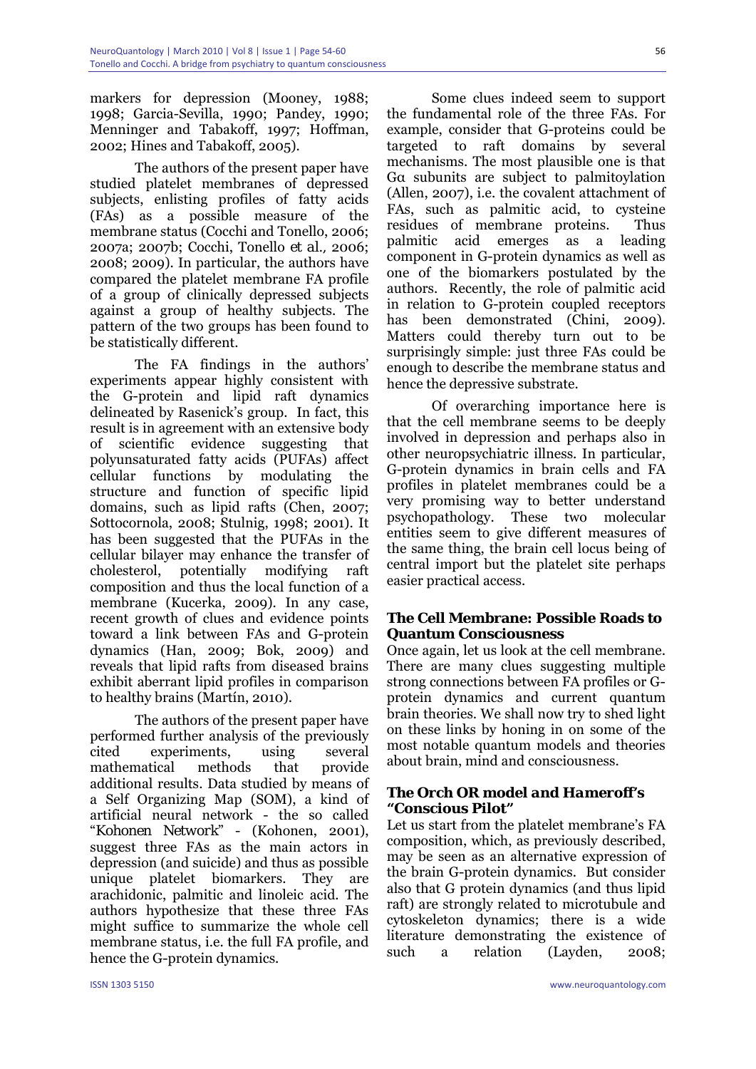markers for depression (Mooney, 1988; 1998; Garcia-Sevilla, 1990; Pandey, 1990; Menninger and Tabakoff, 1997; Hoffman, 2002; Hines and Tabakoff, 2005).

The authors of the present paper have studied platelet membranes of depressed subjects, enlisting profiles of fatty acids (FAs) as a possible measure of the membrane status (Cocchi and Tonello, 2006; 2007a; 2007b; Cocchi, Tonello *et al.*, 2006; 2008; 2009). In particular, the authors have compared the platelet membrane FA profile of a group of clinically depressed subjects against a group of healthy subjects. The pattern of the two groups has been found to be statistically different.

The FA findings in the authors' experiments appear highly consistent with the G-protein and lipid raft dynamics delineated by Rasenick's group. In fact, this result is in agreement with an extensive body of scientific evidence suggesting that polyunsaturated fatty acids (PUFAs) affect cellular functions by modulating the structure and function of specific lipid domains, such as lipid rafts (Chen, 2007; Sottocornola, 2008; Stulnig, 1998; 2001). It has been suggested that the PUFAs in the cellular bilayer may enhance the transfer of cholesterol, potentially modifying raft composition and thus the local function of a membrane (Kucerka, 2009). In any case, recent growth of clues and evidence points toward a link between FAs and G-protein dynamics (Han, 2009; Bok, 2009) and reveals that lipid rafts from diseased brains exhibit aberrant lipid profiles in comparison to healthy brains (Martín, 2010).

The authors of the present paper have performed further analysis of the previously cited experiments, using several mathematical methods that provide additional results. Data studied by means of a Self Organizing Map (SOM), a kind of artificial neural network - the so called "Kohonen Network" - (Kohonen, 2001), suggest three FAs as the main actors in depression (and suicide) and thus as possible unique platelet biomarkers. They are arachidonic, palmitic and linoleic acid. The authors hypothesize that these three FAs might suffice to summarize the whole cell membrane status, i.e. the full FA profile, and hence the G-protein dynamics.

Some clues indeed seem to support the fundamental role of the three FAs. For example, consider that G-proteins could be targeted to raft domains by several mechanisms. The most plausible one is that Gα subunits are subject to palmitoylation (Allen, 2007), i.e. the covalent attachment of FAs, such as palmitic acid, to cysteine residues of membrane proteins. Thus palmitic acid emerges as a leading component in G-protein dynamics as well as one of the biomarkers postulated by the authors. Recently, the role of palmitic acid in relation to G-protein coupled receptors has been demonstrated (Chini, 2009). Matters could thereby turn out to be surprisingly simple: just three FAs could be enough to describe the membrane status and hence the depressive substrate.

Of overarching importance here is that the cell membrane seems to be deeply involved in depression and perhaps also in other neuropsychiatric illness. In particular, G-protein dynamics in brain cells and FA profiles in platelet membranes could be a very promising way to better understand psychopathology. These two molecular entities seem to give different measures of the same thing, the brain cell locus being of central import but the platelet site perhaps easier practical access.

## The Cell Membrane: Possible Roads to Quantum Consciousness

Once again, let us look at the cell membrane. There are many clues suggesting multiple strong connections between FA profiles or G-protein dynamics and current quantum brain theories. We shall now try to shed light on these links by honing in on some of the most notable quantum models and theories about brain, mind and consciousness.

### *The Orch OR model and Hameroff's "Conscious Pilot"*

Let us start from the platelet membrane's FA composition, which, as previously described, may be seen as an alternative expression of the brain G-protein dynamics. But consider also that G protein dynamics (and thus lipid raft) are strongly related to microtubule and cytoskeleton dynamics; there is a wide literature demonstrating the existence of such a relation (Layden, 2008;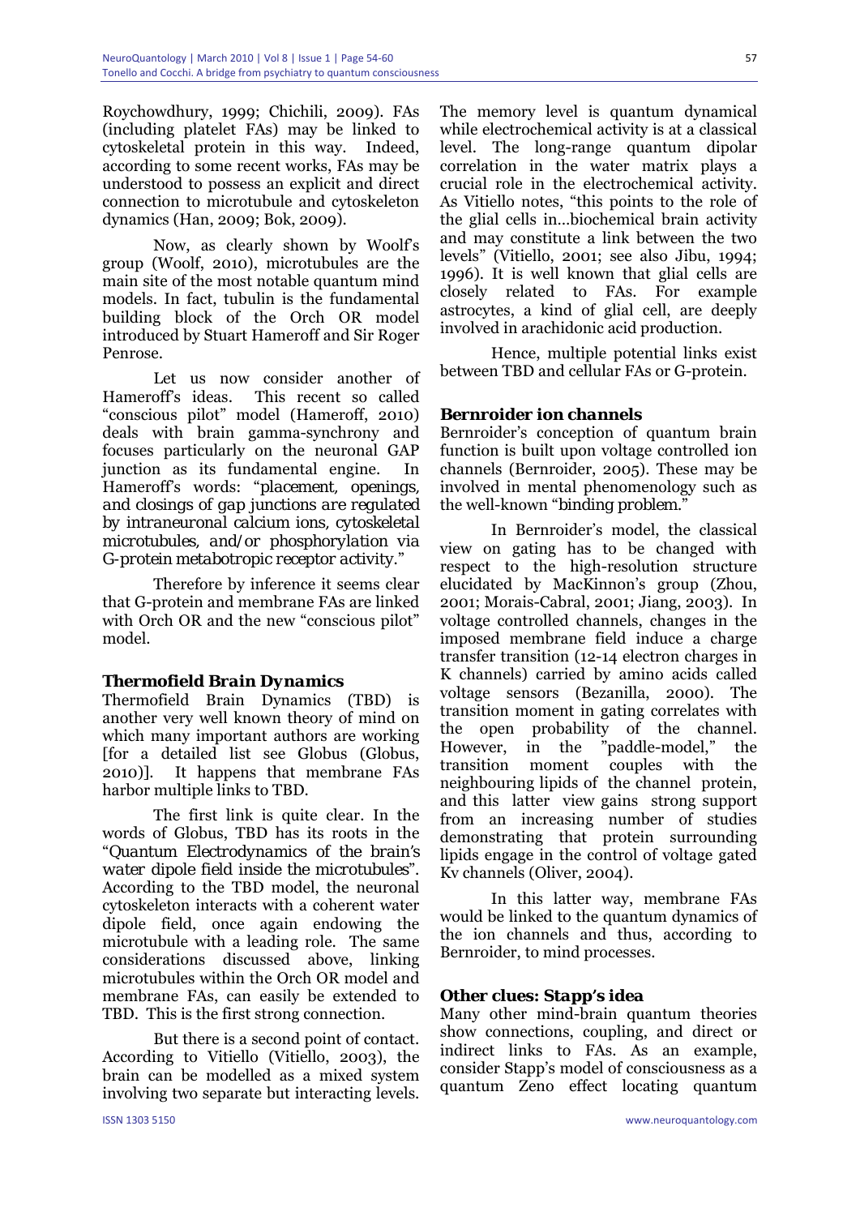Roychowdhury, 1999; Chichili, 2009). FAs (including platelet FAs) may be linked to cytoskeletal protein in this way. Indeed, according to some recent works, FAs may be understood to possess an explicit and direct connection to microtubule and cytoskeleton dynamics (Han, 2009; Bok, 2009).

Now, as clearly shown by Woolf's group (Woolf, 2010), microtubules are the main site of the most notable quantum mind models. In fact, tubulin is the fundamental building block of the Orch OR model introduced by Stuart Hameroff and Sir Roger Penrose.

Let us now consider another of Hameroff's ideas. This recent so called "conscious pilot" model (Hameroff, 2010) deals with brain gamma-synchrony and focuses particularly on the neuronal GAP junction as its fundamental engine. In Hameroff's words: "*placement, openings, and closings of gap junctions are regulated by intraneuronal calcium ions, cytoskeletal microtubules, and/or phosphorylation via G-protein metabotropic receptor activity.*"

Therefore by inference it seems clear that G-protein and membrane FAs are linked with Orch OR and the new "conscious pilot" model.

### Thermofield Brain Dynamics

Thermofield Brain Dynamics (TBD) is another very well known theory of mind on which many important authors are working [for a detailed list see Globus (Globus, 2010)]. It happens that membrane FAs harbor multiple links to TBD.

The first link is quite clear. In the words of Globus, TBD has its roots in the "*Quantum Electrodynamics of the brain's water dipole field inside the microtubules*". According to the TBD model, the neuronal cytoskeleton interacts with a coherent water dipole field, once again endowing the microtubule with a leading role. The same considerations discussed above, linking microtubules within the Orch OR model and membrane FAs, can easily be extended to TBD. This is the first strong connection.

But there is a second point of contact. According to Vitiello (Vitiello, 2003), the brain can be modelled as a mixed system involving two separate but interacting levels. The memory level is quantum dynamical while electrochemical activity is at a classical level. The long-range quantum dipolar correlation in the water matrix plays a crucial role in the electrochemical activity. As Vitiello notes, "this points to the role of the glial cells in…biochemical brain activity and may constitute a link between the two levels" (Vitiello, 2001; see also Jibu, 1994; 1996). It is well known that glial cells are closely related to FAs. For example astrocytes, a kind of glial cell, are deeply involved in arachidonic acid production.

Hence, multiple potential links exist between TBD and cellular FAs or G-protein.

### Bernroider ion channels

Bernroider's conception of quantum brain function is built upon voltage controlled ion channels (Bernroider, 2005). These may be involved in mental phenomenology such as the well-known "*binding problem.*"

In Bernroider's model, the classical view on gating has to be changed with respect to the high-resolution structure elucidated by MacKinnon's group (Zhou, 2001; Morais-Cabral, 2001; Jiang, 2003). In voltage controlled channels, changes in the imposed membrane field induce a charge transfer transition (12-14 electron charges in K channels) carried by amino acids called voltage sensors (Bezanilla, 2000). The transition moment in gating correlates with the open probability of the channel. However, in the "paddle-model," the transition moment couples with the neighbouring lipids of the channel protein, and this latter view gains strong support from an increasing number of studies demonstrating that protein surrounding lipids engage in the control of voltage gated Kv channels (Oliver, 2004).

In this latter way, membrane FAs would be linked to the quantum dynamics of the ion channels and thus, according to Bernroider, to mind processes.

### Other clues: Stapp's idea

Many other mind-brain quantum theories show connections, coupling, and direct or indirect links to FAs. As an example, consider Stapp's model of consciousness as a quantum Zeno effect locating quantum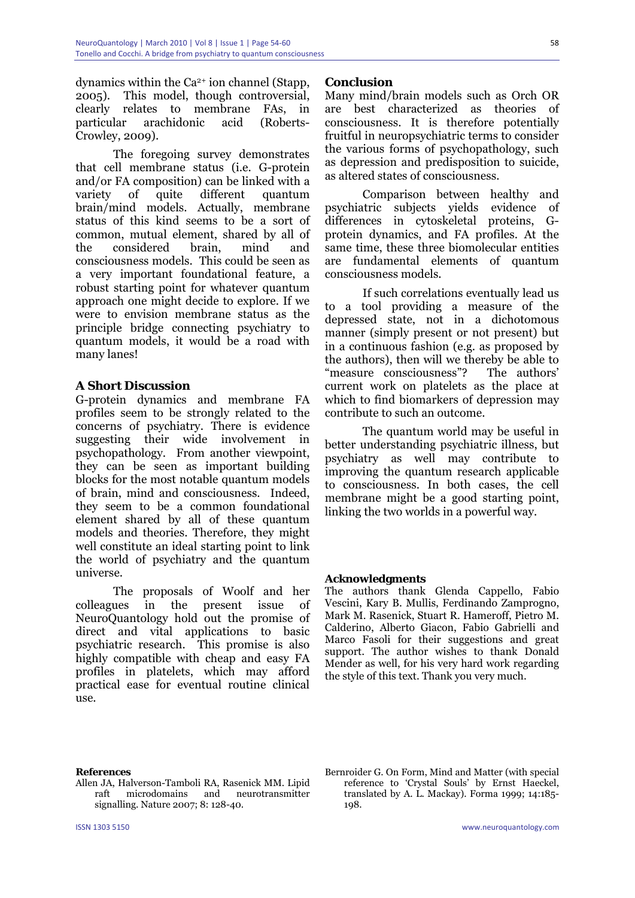dynamics within the $Ca^{2+}$ ion channel (Stapp, 2005). This model, though controversial, clearly relates to membrane FAs, in particular arachidonic acid (Roberts-Crowley, 2009).

The foregoing survey demonstrates that cell membrane status (i.e. G-protein and/or FA composition) can be linked with a variety of quite different quantum brain/mind models. Actually, membrane status of this kind seems to be a sort of common, mutual element, shared by all of the considered brain, mind and consciousness models. This could be seen as a very important foundational feature, a robust starting point for whatever quantum approach one might decide to explore. If we were to envision membrane status as the principle bridge connecting psychiatry to quantum models, it would be a road with many lanes!

## A Short Discussion

G-protein dynamics and membrane FA profiles seem to be strongly related to the concerns of psychiatry. There is evidence suggesting their wide involvement in psychopathology. From another viewpoint, they can be seen as important building blocks for the most notable quantum models of brain, mind and consciousness. Indeed, they seem to be a common foundational element shared by all of these quantum models and theories. Therefore, they might well constitute an ideal starting point to link the world of psychiatry and the quantum universe.

The proposals of Woolf and her colleagues in the present issue of NeuroQuantology hold out the promise of direct and vital applications to basic psychiatric research. This promise is also highly compatible with cheap and easy FA profiles in platelets, which may afford practical ease for eventual routine clinical use.

## Conclusion

Many mind/brain models such as Orch OR are best characterized as theories of consciousness. It is therefore potentially fruitful in neuropsychiatric terms to consider the various forms of psychopathology, such as depression and predisposition to suicide, as altered states of consciousness.

Comparison between healthy and psychiatric subjects yields evidence of differences in cytoskeletal proteins, G-protein dynamics, and FA profiles. At the same time, these three biomolecular entities are fundamental elements of quantum consciousness models.

If such correlations eventually lead us to a tool providing a measure of the depressed state, not in a dichotomous manner (simply present or not present) but in a continuous fashion (e.g. as proposed by the authors), then will we thereby be able to "measure consciousness"? The authors' current work on platelets as the place at which to find biomarkers of depression may contribute to such an outcome.

The quantum world may be useful in better understanding psychiatric illness, but psychiatry as well may contribute to improving the quantum research applicable to consciousness. In both cases, the cell membrane might be a good starting point, linking the two worlds in a powerful way.

## Acknowledgments

The authors thank Glenda Cappello, Fabio Vescini, Kary B. Mullis, Ferdinando Zamprogno, Mark M. Rasenick, Stuart R. Hameroff, Pietro M. Calderino, Alberto Giacon, Fabio Gabrielli and Marco Fasoli for their suggestions and great support. The author wishes to thank Donald Mender as well, for his very hard work regarding the style of this text. Thank you very much.

## References

Allen JA, Halverson-Tamboli RA, Rasenick MM. Lipid raft microdomains and neurotransmitter signalling. Nature 2007; 8: 128-40.

Bernroider G. On Form, Mind and Matter (with special reference to 'Crystal Souls' by Ernst Haeckel, translated by A. L. Mackay). Forma 1999; 14:185-198.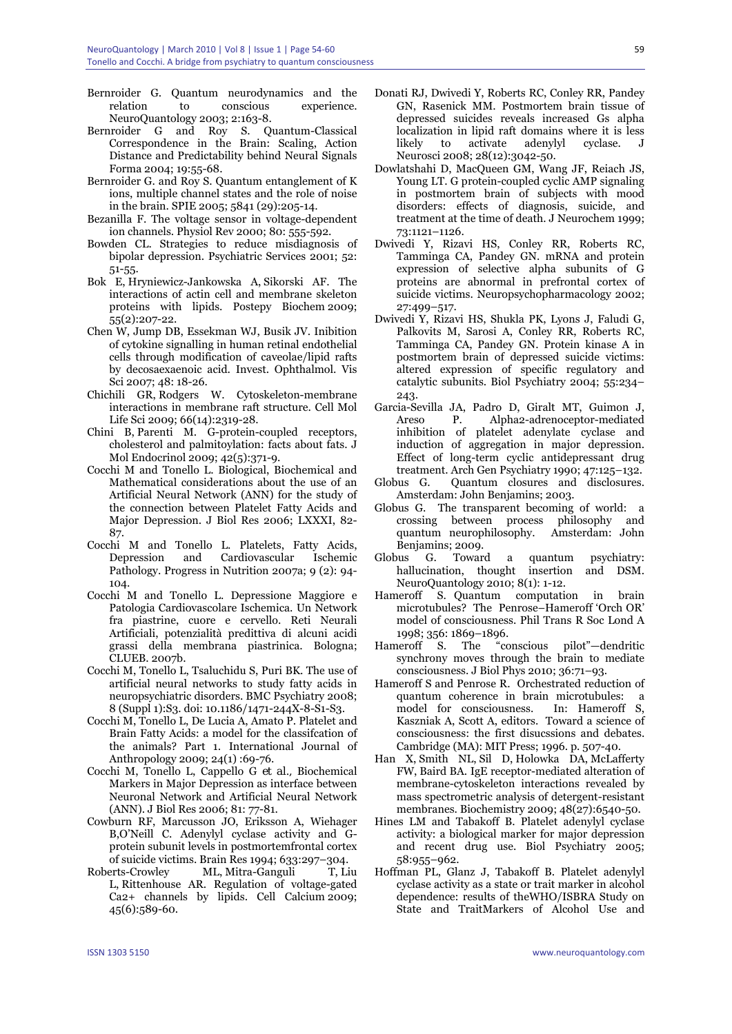Bernroider G. Quantum neurodynamics and the relation to conscious experience. NeuroQuantology 2003; 2:163-8.

Bernroider G and Roy S. Quantum-Classical Correspondence in the Brain: Scaling, Action Distance and Predictability behind Neural Signals Forma 2004; 19:55-68.

Bernroider G. and Roy S. Quantum entanglement of K ions, multiple channel states and the role of noise in the brain. SPIE 2005; 5841 (29):205-14.

Bezanilla F. The voltage sensor in voltage-dependent ion channels. Physiol Rev 2000; 80: 555-592.

Bowden CL. Strategies to reduce misdiagnosis of bipolar depression. Psychiatric Services 2001; 52: 51-55.

Bok E, Hryniewicz-Jankowska A, Sikorski AF. The interactions of actin cell and membrane skeleton proteins with lipids. Postepy Biochem 2009; 55(2):207-22.

Chen W, Jump DB, Essekman WJ, Busik JV. Inibition of cytokine signalling in human retinal endothelial cells through modification of caveolae/lipid rafts by decosaexaenoic acid. Invest. Ophthalmol. Vis Sci 2007; 48: 18-26.

Chichili GR, Rodgers W. Cytoskeleton-membrane interactions in membrane raft structure. Cell Mol Life Sci 2009; 66(14):2319-28.

Chini B, Parenti M. G-protein-coupled receptors, cholesterol and palmitoylation: facts about fats. J Mol Endocrinol 2009; 42(5):371-9.

Cocchi M and Tonello L. Biological, Biochemical and Mathematical considerations about the use of an Artificial Neural Network (ANN) for the study of the connection between Platelet Fatty Acids and Major Depression. J Biol Res 2006; LXXXI, 82-87.

Cocchi M and Tonello L. Platelets, Fatty Acids, Depression and Cardiovascular Ischemic Pathology. Progress in Nutrition 2007a; 9 (2): 94-104.

Cocchi M and Tonello L. Depressione Maggiore e Patologia Cardiovascolare Ischemica. Un Network fra piastrine, cuore e cervello. Reti Neurali Artificiali, potenzialità predittiva di alcuni acidi grassi della membrana piastrinica. Bologna; CLUEB. 2007b.

Cocchi M, Tonello L, Tsaluchidu S, Puri BK. The use of artificial neural networks to study fatty acids in neuropsychiatric disorders. BMC Psychiatry 2008; 8 (Suppl 1):S3. doi: 10.1186/1471-244X-8-S1-S3.

Cocchi M, Tonello L, De Lucia A, Amato P. Platelet and Brain Fatty Acids: a model for the classifcation of the animals? Part 1. International Journal of Anthropology 2009; 24(1) :69-76.

Cocchi M, Tonello L, Cappello G et al., Biochemical Markers in Major Depression as interface between Neuronal Network and Artificial Neural Network (ANN). J Biol Res 2006; 81: 77-81.

Cowburn RF, Marcusson JO, Eriksson A, Wiehager B,O'Neill C. Adenylyl cyclase activity and G-protein subunit levels in postmortemfrontal cortex of suicide victims. Brain Res 1994; 633:297–304.

Roberts-Crowley ML, Mitra-Ganguli T, Liu L, Rittenhouse AR. Regulation of voltage-gated Ca2+ channels by lipids. Cell Calcium 2009; 45(6):589-60.

Donati RJ, Dwivedi Y, Roberts RC, Conley RR, Pandey GN, Rasenick MM. Postmortem brain tissue of depressed suicides reveals increased Gs alpha localization in lipid raft domains where it is less likely to activate adenylyl cyclase. J Neurosci 2008; 28(12):3042-50.

Dowlatshahi D, MacQueen GM, Wang JF, Reiach JS, Young LT. G protein-coupled cyclic AMP signaling in postmortem brain of subjects with mood disorders: effects of diagnosis, suicide, and treatment at the time of death. J Neurochem 1999; 73:1121–1126.

Dwivedi Y, Rizavi HS, Conley RR, Roberts RC, Tamminga CA, Pandey GN. mRNA and protein expression of selective alpha subunits of G proteins are abnormal in prefrontal cortex of suicide victims. Neuropsychopharmacology 2002; 27:499–517.

Dwivedi Y, Rizavi HS, Shukla PK, Lyons J, Faludi G, Palkovits M, Sarosi A, Conley RR, Roberts RC, Tamminga CA, Pandey GN. Protein kinase A in postmortem brain of depressed suicide victims: altered expression of specific regulatory and catalytic subunits. Biol Psychiatry 2004; 55:234–243.

Garcia-Sevilla JA, Padro D, Giralt MT, Guimon J, Areso P. Alpha2-adrenoceptor-mediated inhibition of platelet adenylate cyclase and induction of aggregation in major depression. Effect of long-term cyclic antidepressant drug treatment. Arch Gen Psychiatry 1990; 47:125–132.

Globus G. Quantum closures and disclosures. Amsterdam: John Benjamins; 2003.

Globus G. The transparent becoming of world: a crossing between process philosophy and quantum neurophilosophy. Amsterdam: John Benjamins; 2009.

Globus G. Toward a quantum psychiatry: hallucination, thought insertion and DSM. NeuroQuantology 2010; 8(1): 1-12.

Hameroff S. Quantum computation in brain microtubules? The Penrose–Hameroff 'Orch OR' model of consciousness. Phil Trans R Soc Lond A 1998; 356: 1869–1896.

Hameroff S. The "conscious pilot"—dendritic synchrony moves through the brain to mediate consciousness. J Biol Phys 2010; 36:71–93.

Hameroff S and Penrose R. Orchestrated reduction of quantum coherence in brain microtubules: a model for consciousness. In: Hameroff S, Kaszniak A, Scott A, editors. Toward a science of consciousness: the first disucssions and debates. Cambridge (MA): MIT Press; 1996. p. 507-40.

Han X, Smith NL, Sil D, Holowka DA, McLafferty FW, Baird BA. IgE receptor-mediated alteration of membrane-cytoskeleton interactions revealed by mass spectrometric analysis of detergent-resistant membranes. Biochemistry 2009; 48(27):6540-50.

Hines LM and Tabakoff B. Platelet adenylyl cyclase activity: a biological marker for major depression and recent drug use. Biol Psychiatry 2005; 58:955–962.

Hoffman PL, Glanz J, Tabakoff B. Platelet adenylyl cyclase activity as a state or trait marker in alcohol dependence: results of theWHO/ISBRA Study on State and TraitMarkers of Alcohol Use and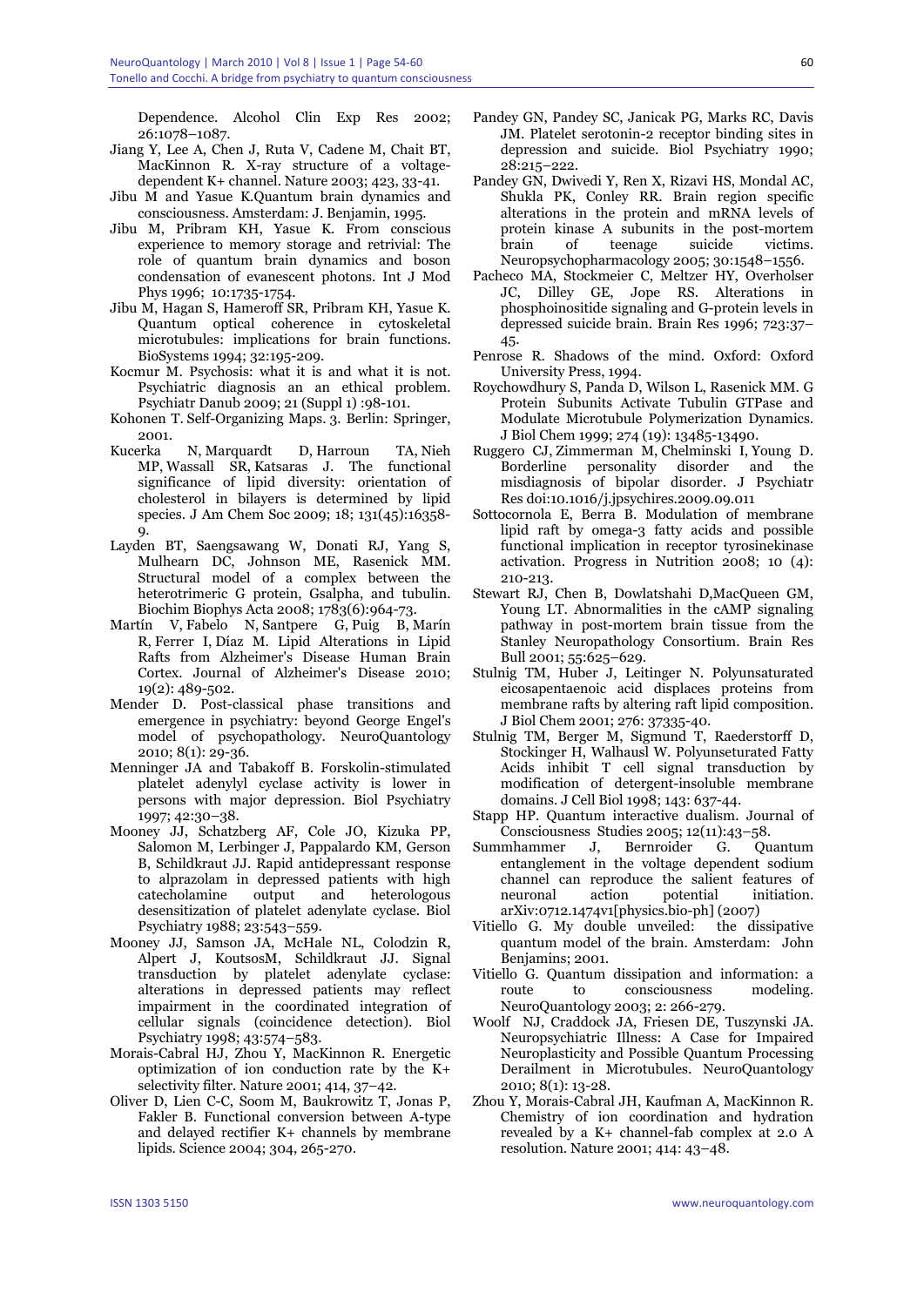Dependence. Alcohol Clin Exp Res 2002; 26:1078–1087.

Jiang Y, Lee A, Chen J, Ruta V, Cadene M, Chait BT, MacKinnon R. X-ray structure of a voltage-dependent K+ channel. Nature 2003; 423, 33-41.

Jibu M and Yasue K.Quantum brain dynamics and consciousness. Amsterdam: J. Benjamin, 1995.

Jibu M, Pribram KH, Yasue K. From conscious experience to memory storage and retrivial: The role of quantum brain dynamics and boson condensation of evanescent photons. Int J Mod Phys 1996; 10:1735-1754.

Jibu M, Hagan S, Hameroff SR, Pribram KH, Yasue K. Quantum optical coherence in cytoskeletal microtubules: implications for brain functions. BioSystems 1994; 32:195-209.

Kocmur M. Psychosis: what it is and what it is not. Psychiatric diagnosis an an ethical problem. Psychiatr Danub 2009; 21 (Suppl 1) :98-101.

Kohonen T. Self-Organizing Maps. 3. Berlin: Springer, 2001.

Kucerka N, Marquardt D, Harroun TA, Nieh MP, Wassall SR, Katsaras J. The functional significance of lipid diversity: orientation of cholesterol in bilayers is determined by lipid species. J Am Chem Soc 2009; 18; 131(45):16358-9.

Layden BT, Saengsawang W, Donati RJ, Yang S, Mulhearn DC, Johnson ME, Rasenick MM. Structural model of a complex between the heterotrimeric G protein, Gsalpha, and tubulin. Biochim Biophys Acta 2008; 1783(6):964-73.

Martín V, Fabelo N, Santpere G, Puig B, Marín R, Ferrer I, Díaz M. Lipid Alterations in Lipid Rafts from Alzheimer's Disease Human Brain Cortex. Journal of Alzheimer's Disease 2010; 19(2): 489-502.

Mender D. Post-classical phase transitions and emergence in psychiatry: beyond George Engel's model of psychopathology. NeuroQuantology 2010; 8(1): 29-36.

Menninger JA and Tabakoff B. Forskolin-stimulated platelet adenylyl cyclase activity is lower in persons with major depression. Biol Psychiatry 1997; 42:30–38.

Mooney JJ, Schatzberg AF, Cole JO, Kizuka PP, Salomon M, Lerbinger J, Pappalardo KM, Gerson B, Schildkraut JJ. Rapid antidepressant response to alprazolam in depressed patients with high catecholamine output and heterologous desensitization of platelet adenylate cyclase. Biol Psychiatry 1988; 23:543–559.

Mooney JJ, Samson JA, McHale NL, Colodzin R, Alpert J, KoutsosM, Schildkraut JJ. Signal transduction by platelet adenylate cyclase: alterations in depressed patients may reflect impairment in the coordinated integration of cellular signals (coincidence detection). Biol Psychiatry 1998; 43:574–583.

Morais-Cabral HJ, Zhou Y, MacKinnon R. Energetic optimization of ion conduction rate by the K+ selectivity filter. Nature 2001; 414, 37–42.

Oliver D, Lien C-C, Soom M, Baukrowitz T, Jonas P, Fakler B. Functional conversion between A-type and delayed rectifier K+ channels by membrane lipids. Science 2004; 304, 265-270.

Pandey GN, Pandey SC, Janicak PG, Marks RC, Davis JM. Platelet serotonin-2 receptor binding sites in depression and suicide. Biol Psychiatry 1990; 28:215–222.

Pandey GN, Dwivedi Y, Ren X, Rizavi HS, Mondal AC, Shukla PK, Conley RR. Brain region specific alterations in the protein and mRNA levels of protein kinase A subunits in the post-mortem brain of teenage suicide victims. Neuropsychopharmacology 2005; 30:1548–1556.

Pacheco MA, Stockmeier C, Meltzer HY, Overholser JC, Dilley GE, Jope RS. Alterations in phosphoinositide signaling and G-protein levels in depressed suicide brain. Brain Res 1996; 723:37–45.

Penrose R. Shadows of the mind. Oxford: Oxford University Press, 1994.

Roychowdhury S, Panda D, Wilson L, Rasenick MM. G Protein Subunits Activate Tubulin GTPase and Modulate Microtubule Polymerization Dynamics. J Biol Chem 1999; 274 (19): 13485-13490.

Ruggero CJ, Zimmerman M, Chelminski I, Young D. Borderline personality disorder and the misdiagnosis of bipolar disorder. J Psychiatr Res doi:10.1016/j.jpsychires.2009.09.011

Sottocornola E, Berra B. Modulation of membrane lipid raft by omega-3 fatty acids and possible functional implication in receptor tyrosinekinase activation. Progress in Nutrition 2008; 10 (4): 210-213.

Stewart RJ, Chen B, Dowlatshahi D,MacQueen GM, Young LT. Abnormalities in the cAMP signaling pathway in post-mortem brain tissue from the Stanley Neuropathology Consortium. Brain Res Bull 2001; 55:625–629.

Stulnig TM, Huber J, Leitinger N. Polyunsaturated eicosapentaenoic acid displaces proteins from membrane rafts by altering raft lipid composition. J Biol Chem 2001; 276: 37335-40.

Stulnig TM, Berger M, Sigmund T, Raederstorff D, Stockinger H, Walhausl W. Polyunseturated Fatty Acids inhibit T cell signal transduction by modification of detergent-insoluble membrane domains. J Cell Biol 1998; 143: 637-44.

Stapp HP. Quantum interactive dualism. Journal of Consciousness Studies 2005; 12(11):43–58.

Summhammer J, Bernroider G. Quantum entanglement in the voltage dependent sodium channel can reproduce the salient features of neuronal action potential initiation. arXiv:0712.1474v1[physics.bio-ph] (2007)

Vitiello G. My double unveiled: the dissipative quantum model of the brain. Amsterdam: John Benjamins; 2001.

Vitiello G. Quantum dissipation and information: a route to consciousness modeling. NeuroQuantology 2003; 2: 266-279.

Woolf NJ, Craddock JA, Friesen DE, Tuszynski JA. Neuropsychiatric Illness: A Case for Impaired Neuroplasticity and Possible Quantum Processing Derailment in Microtubules. NeuroQuantology 2010; 8(1): 13-28.

Zhou Y, Morais-Cabral JH, Kaufman A, MacKinnon R. Chemistry of ion coordination and hydration revealed by a K+ channel-fab complex at 2.0 A resolution. Nature 2001; 414: 43–48.